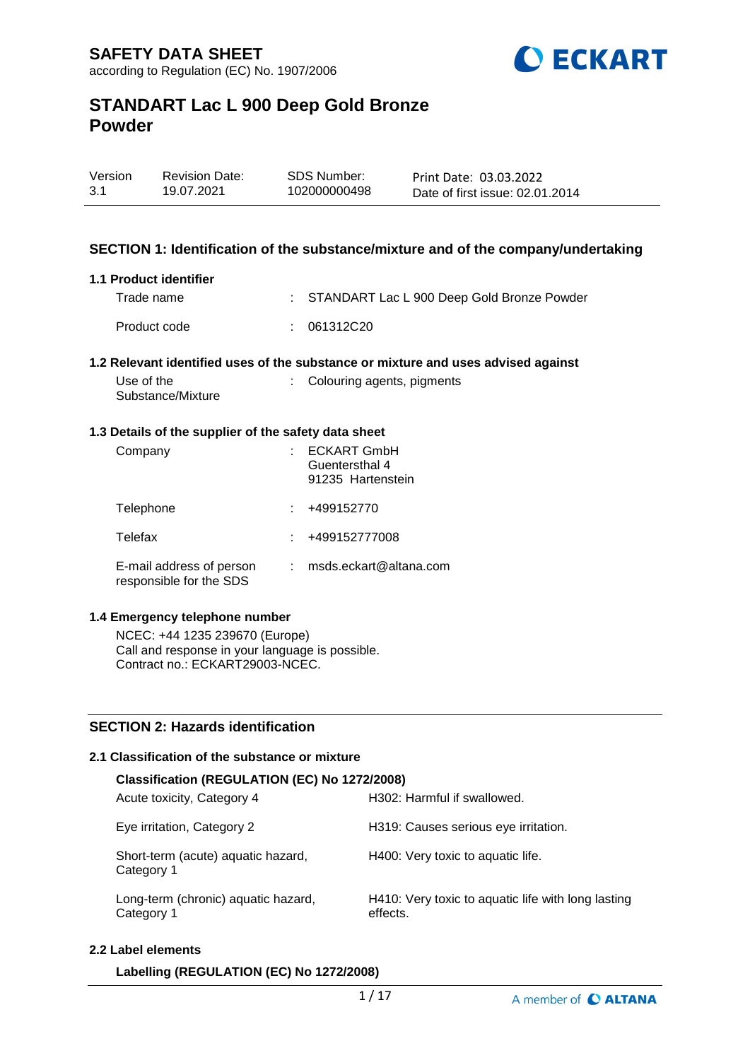# SAFETY DATA SHEET

according to Regulation (EC) No. 1907/2006

# STANDART Lac L 900 Deep Gold Bronze Powder

| Version | Revision Date: | SDS Number: | Print Date: 03.03.2022 |
|---|---|---|---|
| 3.1 | 19.07.2021 | 102000000498 | Date of first issue: 02.01.2014 |

## SECTION 1: Identification of the substance/mixture and of the company/undertaking

### 1.1 Product identifier

Trade name : STANDART Lac L 900 Deep Gold Bronze Powder

Product code : 061312C20

### 1.2 Relevant identified uses of the substance or mixture and uses advised against

Use of the Substance/Mixture : Colouring agents, pigments

### 1.3 Details of the supplier of the safety data sheet

Company : ECKART GmbH
Guentersthal 4
91235 Hartenstein

Telephone : +499152770

Telefax : +499152777008

E-mail address of person responsible for the SDS : msds.eckart@altana.com

### 1.4 Emergency telephone number

NCEC: +44 1235 239670 (Europe)
Call and response in your language is possible.
Contract no.: ECKART29003-NCEC.

## SECTION 2: Hazards identification

### 2.1 Classification of the substance or mixture

**Classification (REGULATION (EC) No 1272/2008)**

| | |
|---|---|
| Acute toxicity, Category 4 | H302: Harmful if swallowed. |
| Eye irritation, Category 2 | H319: Causes serious eye irritation. |
| Short-term (acute) aquatic hazard, Category 1 | H400: Very toxic to aquatic life. |
| Long-term (chronic) aquatic hazard, Category 1 | H410: Very toxic to aquatic life with long lasting effects. |

### 2.2 Label elements

**Labelling (REGULATION (EC) No 1272/2008)**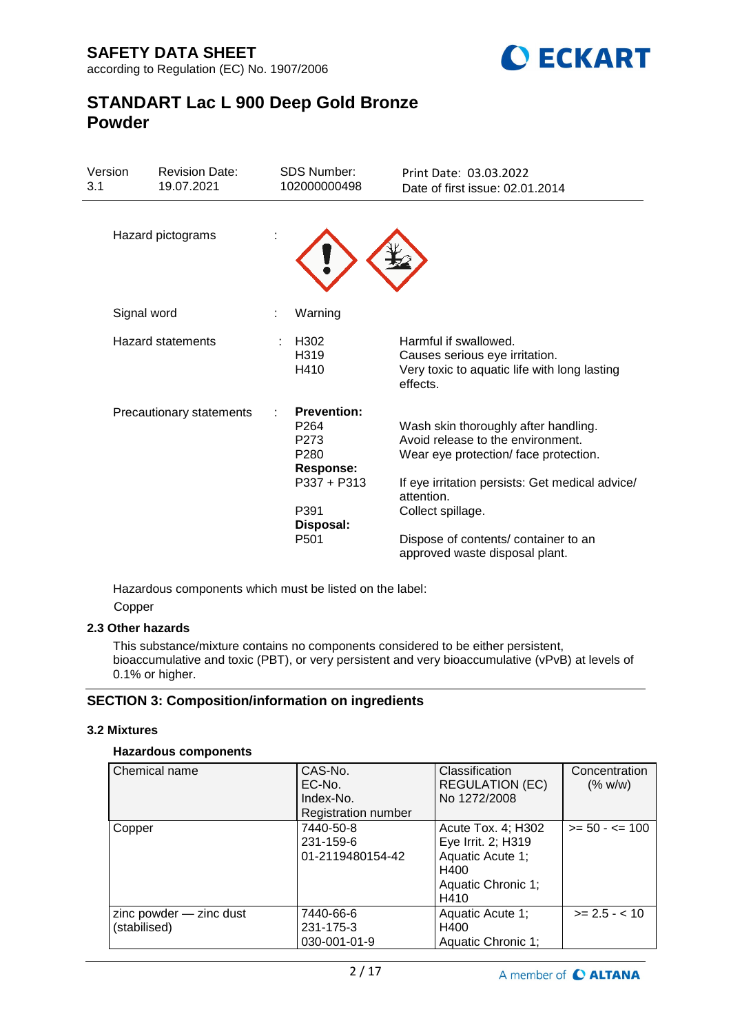Hazard pictograms :

Signal word : Warning

Hazard statements :

| | |
|---|---|
| H302 | Harmful if swallowed. |
| H319 | Causes serious eye irritation. |
| H410 | Very toxic to aquatic life with long lasting effects. |

Precautionary statements :

**Prevention:**

| | |
|---|---|
| P264 | Wash skin thoroughly after handling. |
| P273 | Avoid release to the environment. |
| P280 | Wear eye protection/ face protection. |

**Response:**

| | |
|---|---|
| P337 + P313 | If eye irritation persists: Get medical advice/ attention. |
| P391 | Collect spillage. |

**Disposal:**

| | |
|---|---|
| P501 | Dispose of contents/ container to an approved waste disposal plant. |

Hazardous components which must be listed on the label:

Copper

### 2.3 Other hazards

This substance/mixture contains no components considered to be either persistent, bioaccumulative and toxic (PBT), or very persistent and very bioaccumulative (vPvB) at levels of 0.1% or higher.

## SECTION 3: Composition/information on ingredients

### 3.2 Mixtures

**Hazardous components**

| Chemical name | CAS-No.<br>EC-No.<br>Index-No.<br>Registration number | Classification<br>REGULATION (EC) No 1272/2008 | Concentration (% w/w) |
|---|---|---|---|
| Copper | 7440-50-8<br>231-159-6<br>01-2119480154-42 | Acute Tox. 4; H302<br>Eye Irrit. 2; H319<br>Aquatic Acute 1; H400<br>Aquatic Chronic 1; H410 | >= 50 - <= 100 |
| zinc powder — zinc dust (stabilised) | 7440-66-6<br>231-175-3<br>030-001-01-9 | Aquatic Acute 1; H400<br>Aquatic Chronic 1; | >= 2.5 - < 10 |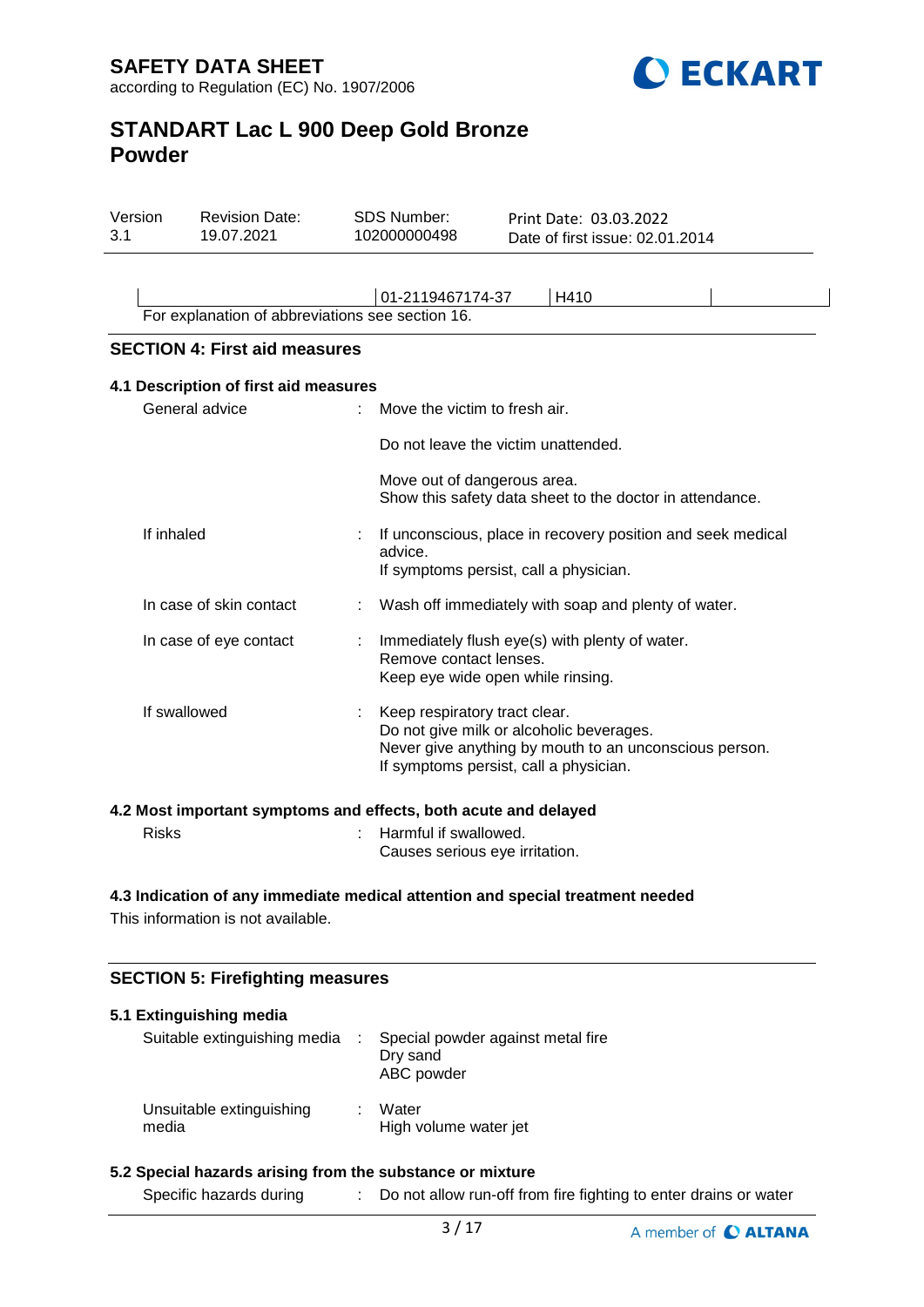| | 01-2119467174-37 | H410 | |
|---|---|---|---|

For explanation of abbreviations see section 16.

## SECTION 4: First aid measures

### 4.1 Description of first aid measures

General advice : Move the victim to fresh air.

Do not leave the victim unattended.

Move out of dangerous area.
Show this safety data sheet to the doctor in attendance.

If inhaled : If unconscious, place in recovery position and seek medical advice.
If symptoms persist, call a physician.

In case of skin contact : Wash off immediately with soap and plenty of water.

In case of eye contact : Immediately flush eye(s) with plenty of water.
Remove contact lenses.
Keep eye wide open while rinsing.

If swallowed : Keep respiratory tract clear.
Do not give milk or alcoholic beverages.
Never give anything by mouth to an unconscious person.
If symptoms persist, call a physician.

### 4.2 Most important symptoms and effects, both acute and delayed

Risks : Harmful if swallowed.
Causes serious eye irritation.

### 4.3 Indication of any immediate medical attention and special treatment needed

This information is not available.

## SECTION 5: Firefighting measures

### 5.1 Extinguishing media

Suitable extinguishing media : Special powder against metal fire
Dry sand
ABC powder

Unsuitable extinguishing media : Water
High volume water jet

### 5.2 Special hazards arising from the substance or mixture

Specific hazards during : Do not allow run-off from fire fighting to enter drains or water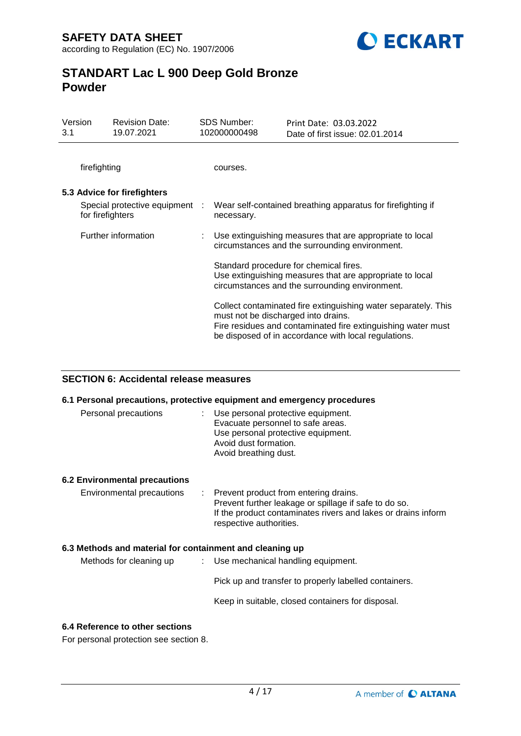| | | |
|---|---|---|
| firefighting | | courses. |

### 5.3 Advice for firefighters

| | | |
|---|---|---|
| Special protective equipment for firefighters | : | Wear self-contained breathing apparatus for firefighting if necessary. |
| Further information | : | Use extinguishing measures that are appropriate to local circumstances and the surrounding environment.<br><br>Standard procedure for chemical fires.<br>Use extinguishing measures that are appropriate to local circumstances and the surrounding environment.<br><br>Collect contaminated fire extinguishing water separately. This must not be discharged into drains.<br>Fire residues and contaminated fire extinguishing water must be disposed of in accordance with local regulations. |

## SECTION 6: Accidental release measures

### 6.1 Personal precautions, protective equipment and emergency procedures

| | | |
|---|---|---|
| Personal precautions | : | Use personal protective equipment.<br>Evacuate personnel to safe areas.<br>Use personal protective equipment.<br>Avoid dust formation.<br>Avoid breathing dust. |

### 6.2 Environmental precautions

| | | |
|---|---|---|
| Environmental precautions | : | Prevent product from entering drains.<br>Prevent further leakage or spillage if safe to do so.<br>If the product contaminates rivers and lakes or drains inform respective authorities. |

### 6.3 Methods and material for containment and cleaning up

| | | |
|---|---|---|
| Methods for cleaning up | : | Use mechanical handling equipment.<br><br>Pick up and transfer to properly labelled containers.<br><br>Keep in suitable, closed containers for disposal. |

### 6.4 Reference to other sections

For personal protection see section 8.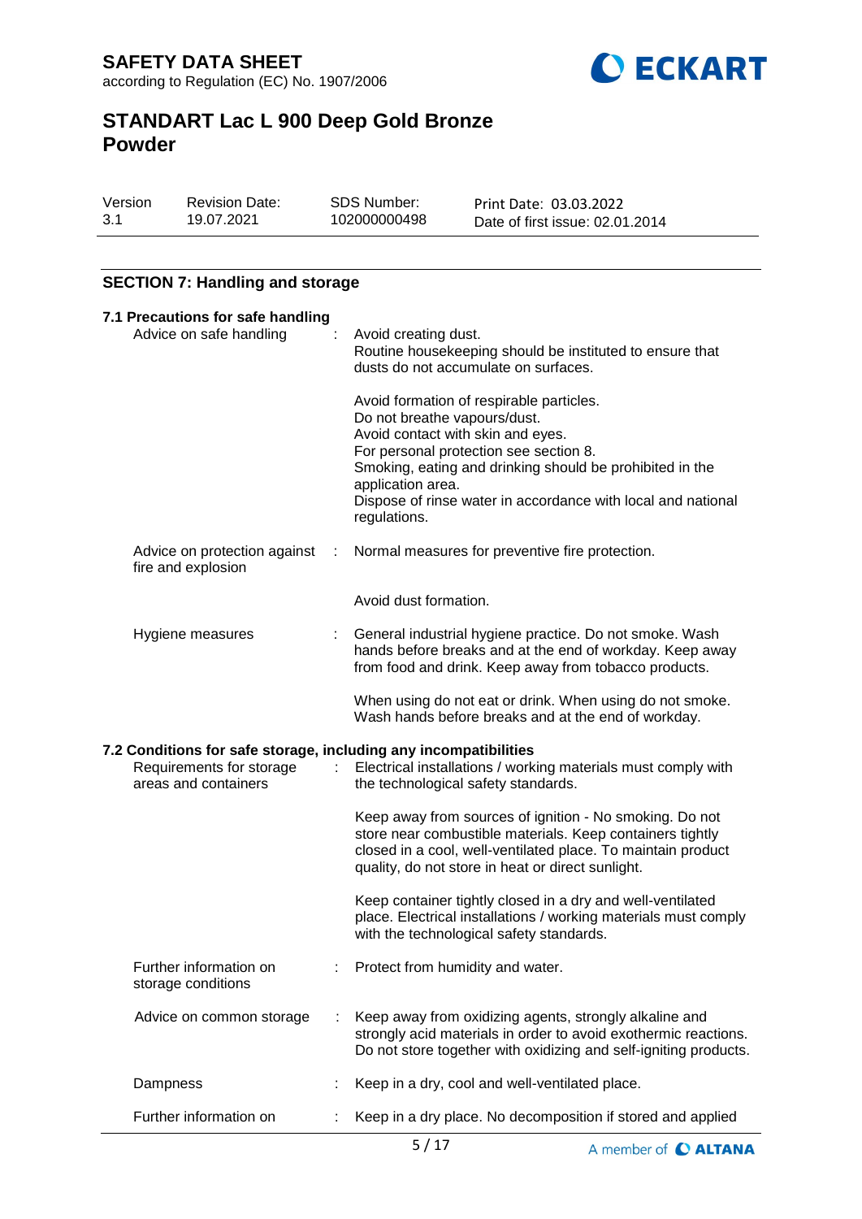## SECTION 7: Handling and storage

### 7.1 Precautions for safe handling

| | | |
|---|---|---|
| Advice on safe handling | : | Avoid creating dust.<br>Routine housekeeping should be instituted to ensure that dusts do not accumulate on surfaces.<br><br>Avoid formation of respirable particles.<br>Do not breathe vapours/dust.<br>Avoid contact with skin and eyes.<br>For personal protection see section 8.<br>Smoking, eating and drinking should be prohibited in the application area.<br>Dispose of rinse water in accordance with local and national regulations. |
| Advice on protection against fire and explosion | : | Normal measures for preventive fire protection.<br><br>Avoid dust formation. |
| Hygiene measures | : | General industrial hygiene practice. Do not smoke. Wash hands before breaks and at the end of workday. Keep away from food and drink. Keep away from tobacco products.<br><br>When using do not eat or drink. When using do not smoke. Wash hands before breaks and at the end of workday. |

### 7.2 Conditions for safe storage, including any incompatibilities

| | | |
|---|---|---|
| Requirements for storage areas and containers | : | Electrical installations / working materials must comply with the technological safety standards.<br><br>Keep away from sources of ignition - No smoking. Do not store near combustible materials. Keep containers tightly closed in a cool, well-ventilated place. To maintain product quality, do not store in heat or direct sunlight.<br><br>Keep container tightly closed in a dry and well-ventilated place. Electrical installations / working materials must comply with the technological safety standards. |
| Further information on storage conditions | : | Protect from humidity and water. |
| Advice on common storage | : | Keep away from oxidizing agents, strongly alkaline and strongly acid materials in order to avoid exothermic reactions. Do not store together with oxidizing and self-igniting products. |
| Dampness | : | Keep in a dry, cool and well-ventilated place. |
| Further information on | : | Keep in a dry place. No decomposition if stored and applied |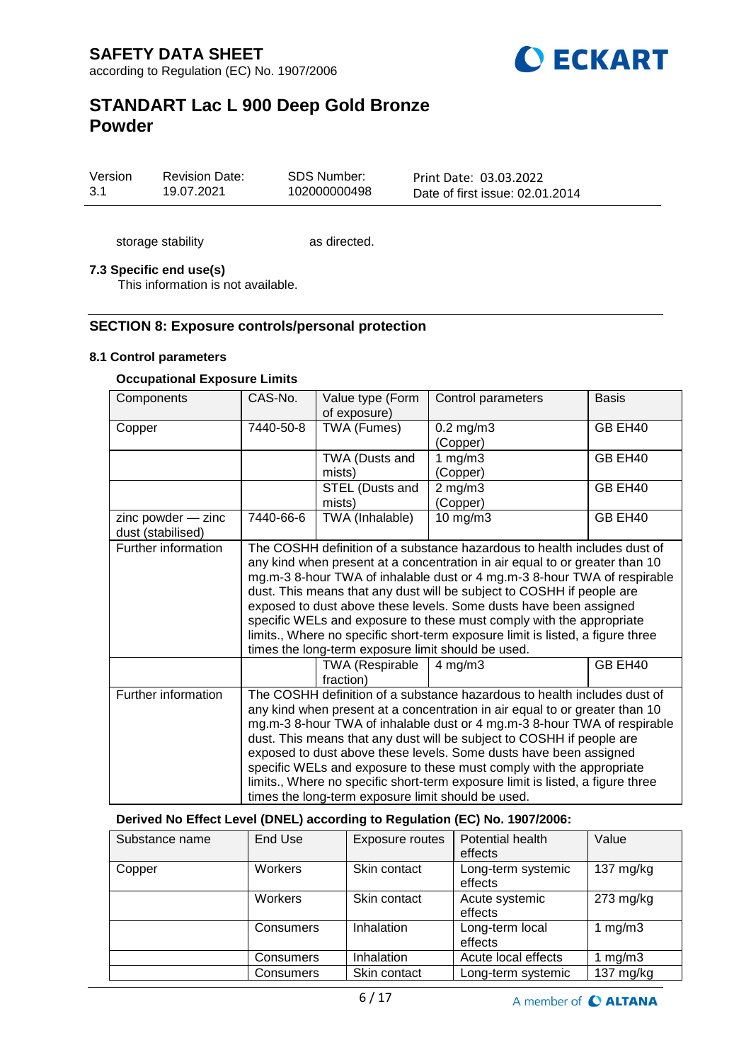storage stability as directed.

### 7.3 Specific end use(s)

This information is not available.

## SECTION 8: Exposure controls/personal protection

### 8.1 Control parameters

**Occupational Exposure Limits**

| Components | CAS-No. | Value type (Form of exposure) | Control parameters | Basis |
|---|---|---|---|---|
| Copper | 7440-50-8 | TWA (Fumes) | 0.2 mg/m3 (Copper) | GB EH40 |
| | | TWA (Dusts and mists) | 1 mg/m3 (Copper) | GB EH40 |
| | | STEL (Dusts and mists) | 2 mg/m3 (Copper) | GB EH40 |
| zinc powder — zinc dust (stabilised) | 7440-66-6 | TWA (Inhalable) | 10 mg/m3 | GB EH40 |
| Further information | The COSHH definition of a substance hazardous to health includes dust of any kind when present at a concentration in air equal to or greater than 10 mg.m-3 8-hour TWA of inhalable dust or 4 mg.m-3 8-hour TWA of respirable dust. This means that any dust will be subject to COSHH if people are exposed to dust above these levels. Some dusts have been assigned specific WELs and exposure to these must comply with the appropriate limits., Where no specific short-term exposure limit is listed, a figure three times the long-term exposure limit should be used. | | | |
| | | TWA (Respirable fraction) | 4 mg/m3 | GB EH40 |
| Further information | The COSHH definition of a substance hazardous to health includes dust of any kind when present at a concentration in air equal to or greater than 10 mg.m-3 8-hour TWA of inhalable dust or 4 mg.m-3 8-hour TWA of respirable dust. This means that any dust will be subject to COSHH if people are exposed to dust above these levels. Some dusts have been assigned specific WELs and exposure to these must comply with the appropriate limits., Where no specific short-term exposure limit is listed, a figure three times the long-term exposure limit should be used. | | | |

**Derived No Effect Level (DNEL) according to Regulation (EC) No. 1907/2006:**

| Substance name | End Use | Exposure routes | Potential health effects | Value |
|---|---|---|---|---|
| Copper | Workers | Skin contact | Long-term systemic effects | 137 mg/kg |
| | Workers | Skin contact | Acute systemic effects | 273 mg/kg |
| | Consumers | Inhalation | Long-term local effects | 1 mg/m3 |
| | Consumers | Inhalation | Acute local effects | 1 mg/m3 |
| | Consumers | Skin contact | Long-term systemic | 137 mg/kg |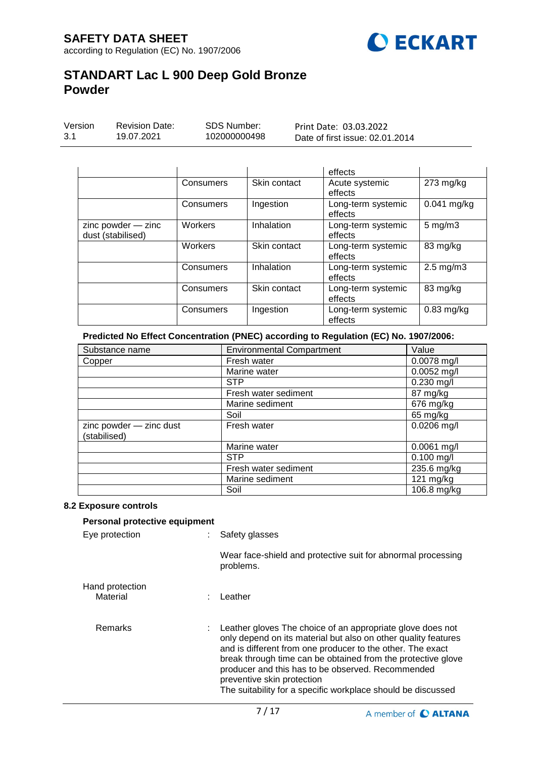| | | | effects | |
|---|---|---|---|---|
| | Consumers | Skin contact | Acute systemic effects | 273 mg/kg |
| | Consumers | Ingestion | Long-term systemic effects | 0.041 mg/kg |
| zinc powder — zinc dust (stabilised) | Workers | Inhalation | Long-term systemic effects | 5 mg/m3 |
| | Workers | Skin contact | Long-term systemic effects | 83 mg/kg |
| | Consumers | Inhalation | Long-term systemic effects | 2.5 mg/m3 |
| | Consumers | Skin contact | Long-term systemic effects | 83 mg/kg |
| | Consumers | Ingestion | Long-term systemic effects | 0.83 mg/kg |

**Predicted No Effect Concentration (PNEC) according to Regulation (EC) No. 1907/2006:**

| Substance name | Environmental Compartment | Value |
|---|---|---|
| Copper | Fresh water | 0.0078 mg/l |
| | Marine water | 0.0052 mg/l |
| | STP | 0.230 mg/l |
| | Fresh water sediment | 87 mg/kg |
| | Marine sediment | 676 mg/kg |
| | Soil | 65 mg/kg |
| zinc powder — zinc dust (stabilised) | Fresh water | 0.0206 mg/l |
| | Marine water | 0.0061 mg/l |
| | STP | 0.100 mg/l |
| | Fresh water sediment | 235.6 mg/kg |
| | Marine sediment | 121 mg/kg |
| | Soil | 106.8 mg/kg |

### 8.2 Exposure controls

**Personal protective equipment**

Eye protection : Safety glasses

Wear face-shield and protective suit for abnormal processing problems.

Hand protection
Material : Leather

Remarks : Leather gloves The choice of an appropriate glove does not only depend on its material but also on other quality features and is different from one producer to the other. The exact break through time can be obtained from the protective glove producer and this has to be observed. Recommended preventive skin protection
The suitability for a specific workplace should be discussed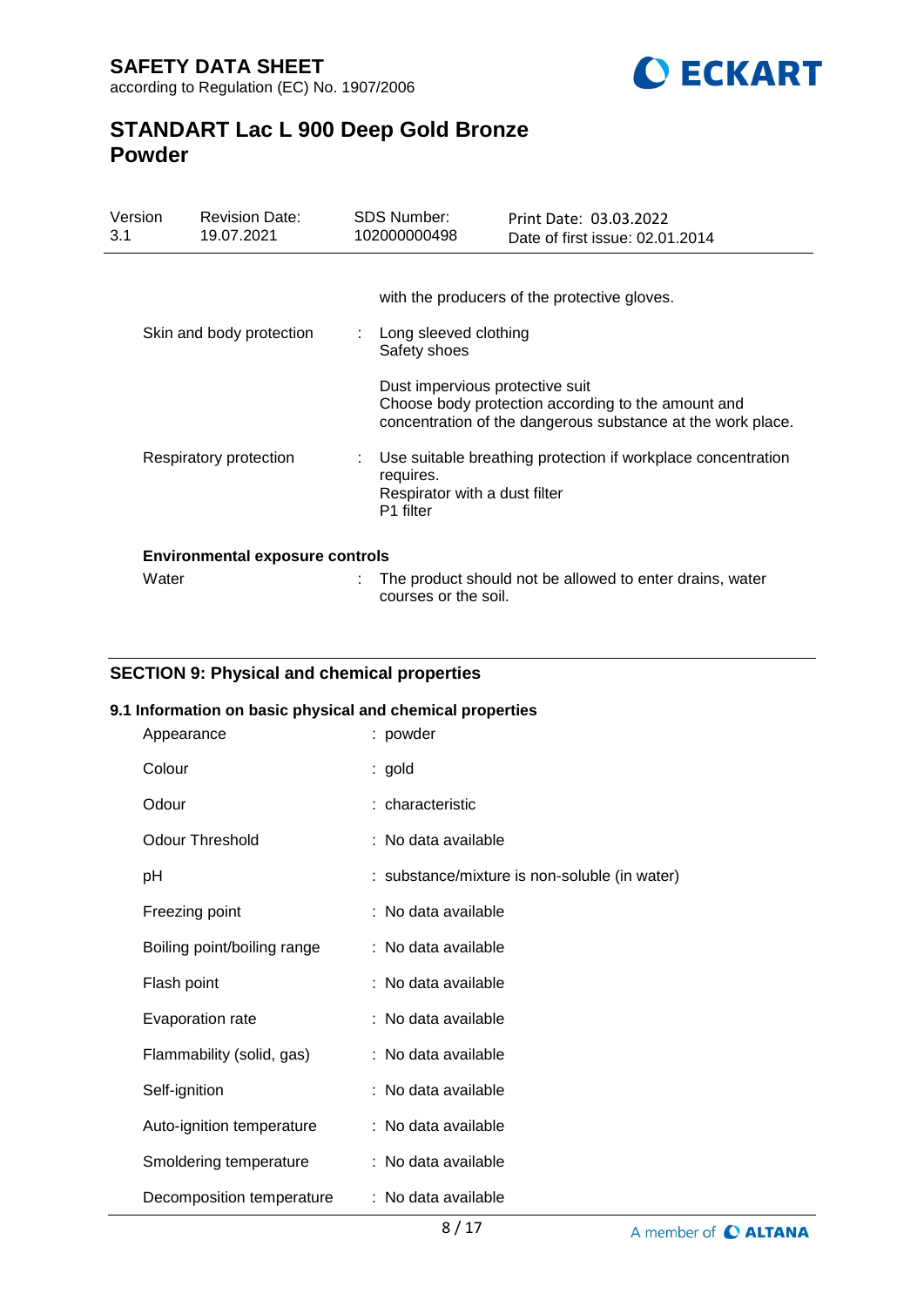|  |  |  |
| --- | --- | --- |
|  |  | with the producers of the protective gloves. |
| Skin and body protection | : | Long sleeved clothing<br>Safety shoes<br><br>Dust impervious protective suit<br>Choose body protection according to the amount and concentration of the dangerous substance at the work place. |
| Respiratory protection | : | Use suitable breathing protection if workplace concentration requires.<br>Respirator with a dust filter<br>P1 filter |

**Environmental exposure controls**

|  |  |  |
| --- | --- | --- |
| Water | : | The product should not be allowed to enter drains, water courses or the soil. |

## SECTION 9: Physical and chemical properties

### 9.1 Information on basic physical and chemical properties

|  |  |
| --- | --- |
| Appearance | : powder |
| Colour | : gold |
| Odour | : characteristic |
| Odour Threshold | : No data available |
| pH | : substance/mixture is non-soluble (in water) |
| Freezing point | : No data available |
| Boiling point/boiling range | : No data available |
| Flash point | : No data available |
| Evaporation rate | : No data available |
| Flammability (solid, gas) | : No data available |
| Self-ignition | : No data available |
| Auto-ignition temperature | : No data available |
| Smoldering temperature | : No data available |
| Decomposition temperature | : No data available |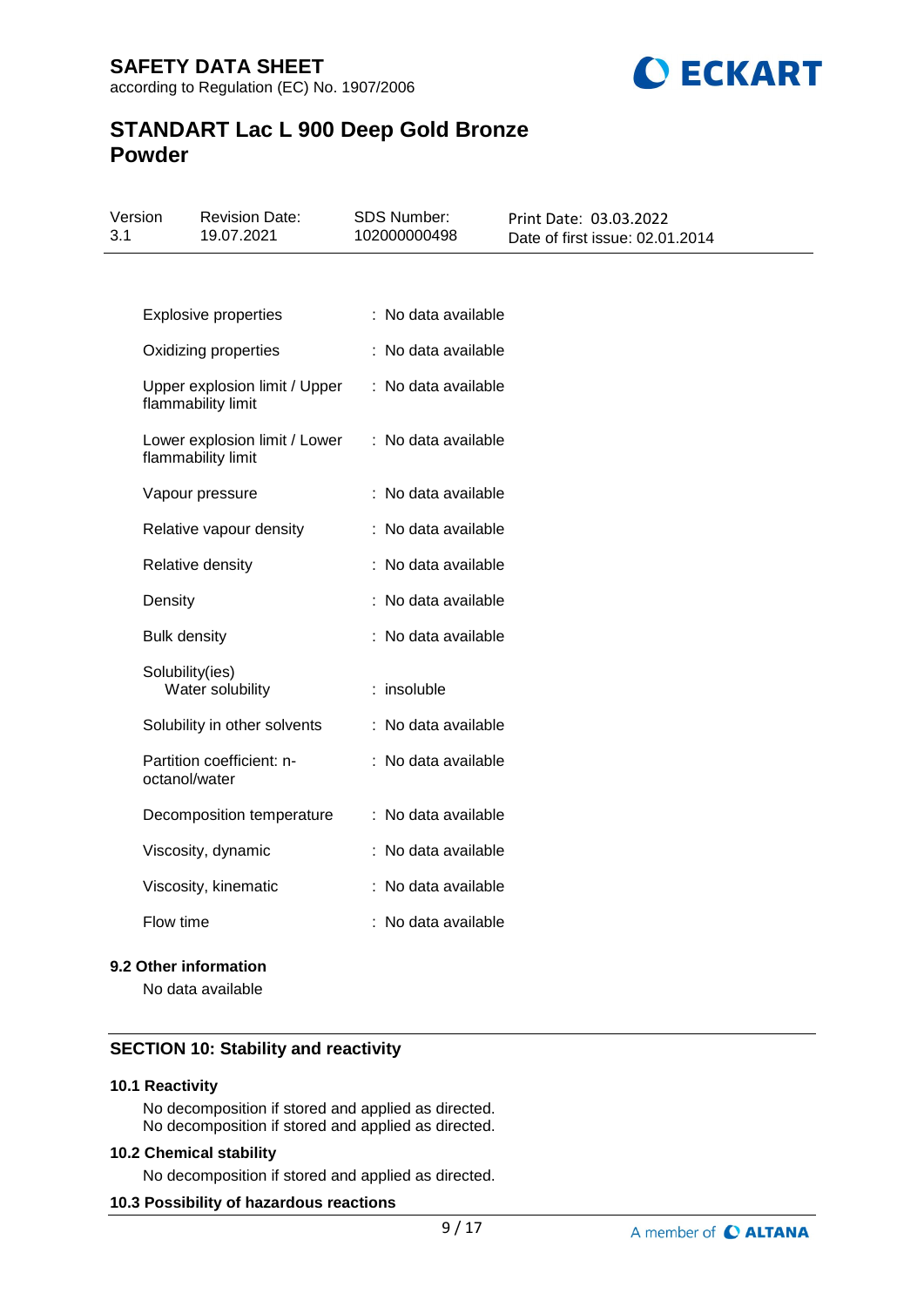| Property | | Value |
|---|---|---|
| Explosive properties | : | No data available |
| Oxidizing properties | : | No data available |
| Upper explosion limit / Upper flammability limit | : | No data available |
| Lower explosion limit / Lower flammability limit | : | No data available |
| Vapour pressure | : | No data available |
| Relative vapour density | : | No data available |
| Relative density | : | No data available |
| Density | : | No data available |
| Bulk density | : | No data available |
| Solubility(ies) Water solubility | : | insoluble |
| Solubility in other solvents | : | No data available |
| Partition coefficient: n-octanol/water | : | No data available |
| Decomposition temperature | : | No data available |
| Viscosity, dynamic | : | No data available |
| Viscosity, kinematic | : | No data available |
| Flow time | : | No data available |

### 9.2 Other information

No data available

## SECTION 10: Stability and reactivity

### 10.1 Reactivity

No decomposition if stored and applied as directed.
No decomposition if stored and applied as directed.

### 10.2 Chemical stability

No decomposition if stored and applied as directed.

### 10.3 Possibility of hazardous reactions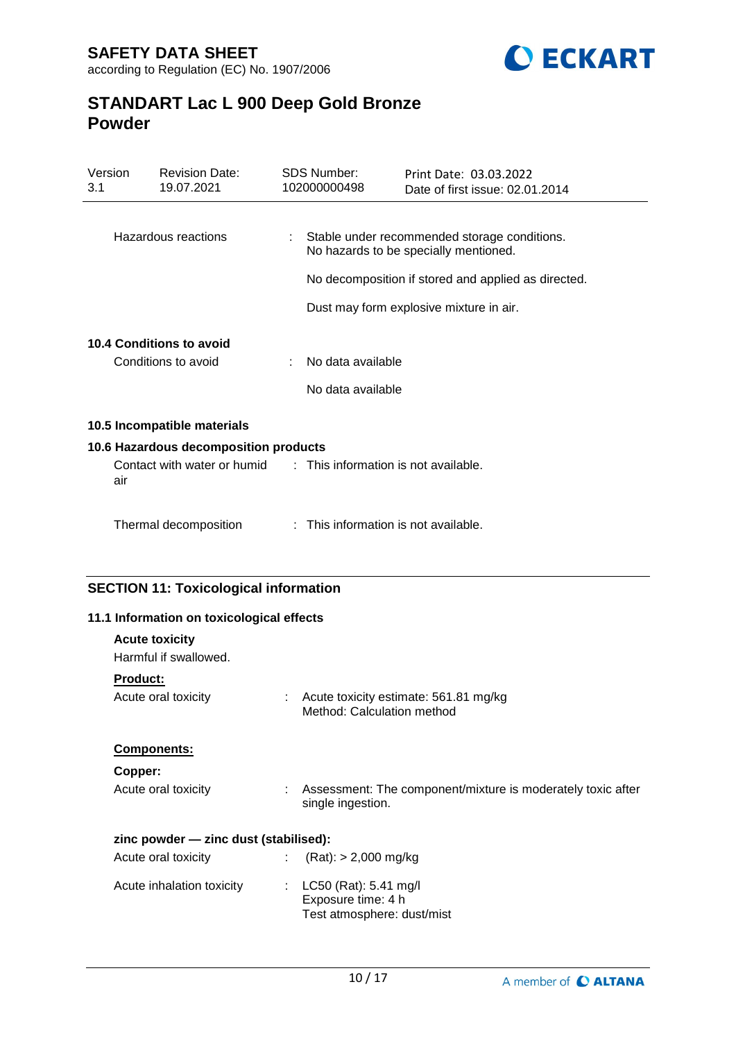Hazardous reactions : Stable under recommended storage conditions.
No hazards to be specially mentioned.

No decomposition if stored and applied as directed.

Dust may form explosive mixture in air.

**10.4 Conditions to avoid**

Conditions to avoid : No data available

No data available

**10.5 Incompatible materials**

**10.6 Hazardous decomposition products**

Contact with water or humid air : This information is not available.

Thermal decomposition : This information is not available.

## SECTION 11: Toxicological information

**11.1 Information on toxicological effects**

**Acute toxicity**

Harmful if swallowed.

**Product:**

Acute oral toxicity : Acute toxicity estimate: 561.81 mg/kg
Method: Calculation method

**Components:**

**Copper:**

Acute oral toxicity : Assessment: The component/mixture is moderately toxic after single ingestion.

**zinc powder — zinc dust (stabilised):**

Acute oral toxicity : (Rat): > 2,000 mg/kg

Acute inhalation toxicity : LC50 (Rat): 5.41 mg/l
Exposure time: 4 h
Test atmosphere: dust/mist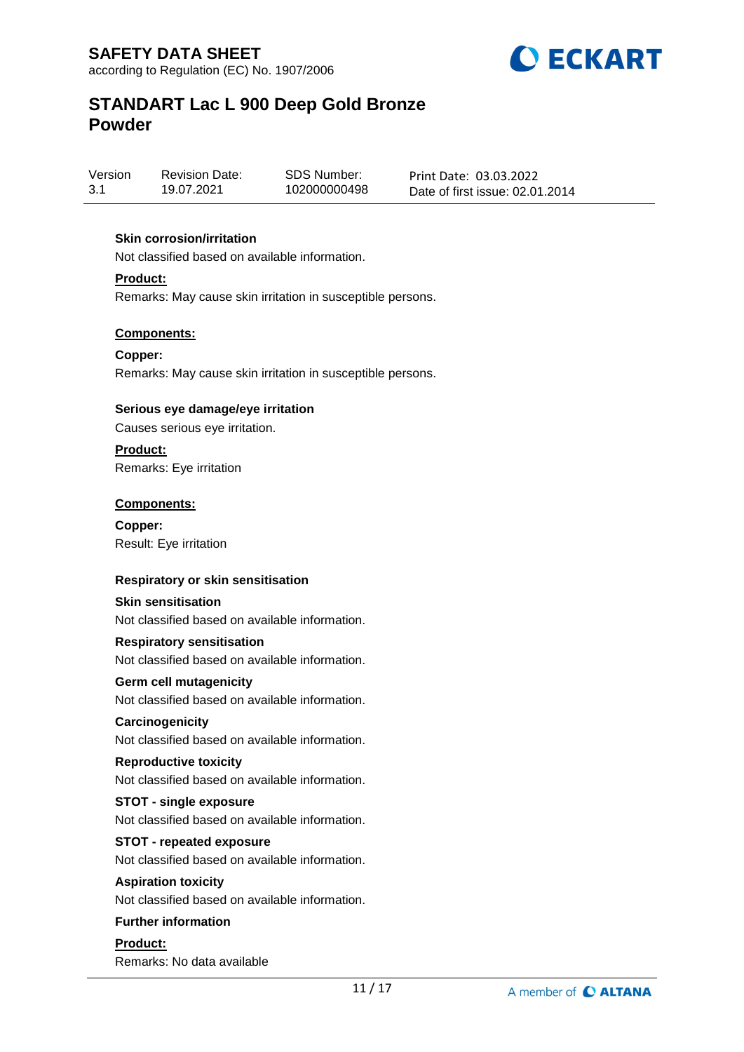**Skin corrosion/irritation**

Not classified based on available information.

**Product:**

Remarks: May cause skin irritation in susceptible persons.

**Components:**

**Copper:**

Remarks: May cause skin irritation in susceptible persons.

**Serious eye damage/eye irritation**

Causes serious eye irritation.

**Product:**

Remarks: Eye irritation

**Components:**

**Copper:**

Result: Eye irritation

**Respiratory or skin sensitisation**

**Skin sensitisation**

Not classified based on available information.

**Respiratory sensitisation**

Not classified based on available information.

**Germ cell mutagenicity**

Not classified based on available information.

**Carcinogenicity**

Not classified based on available information.

**Reproductive toxicity**

Not classified based on available information.

**STOT - single exposure**

Not classified based on available information.

**STOT - repeated exposure**

Not classified based on available information.

**Aspiration toxicity**

Not classified based on available information.

**Further information**

**Product:**

Remarks: No data available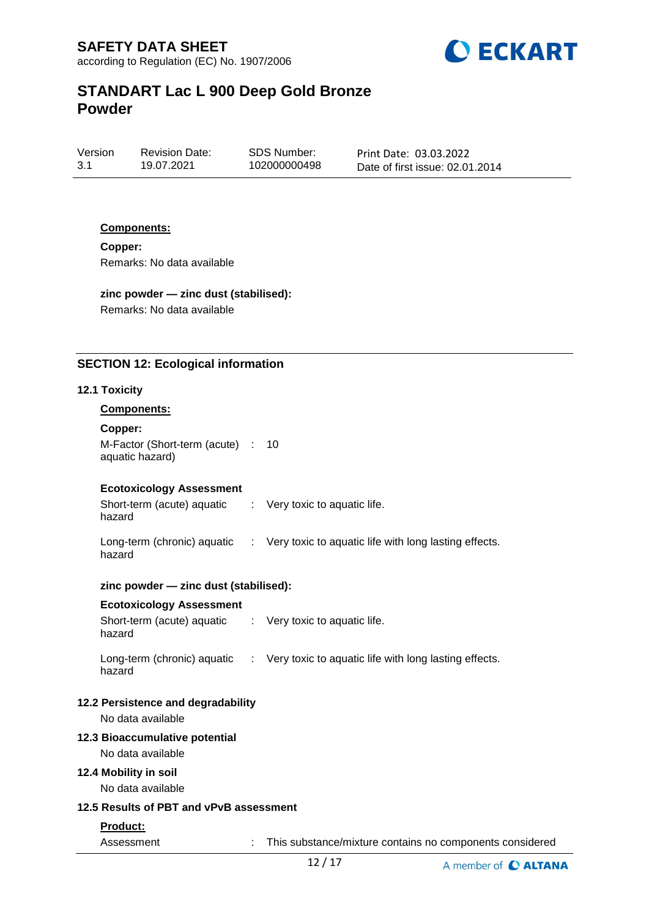**Components:**

**Copper:**

Remarks: No data available

**zinc powder — zinc dust (stabilised):**

Remarks: No data available

## SECTION 12: Ecological information

### 12.1 Toxicity

**Components:**

**Copper:**

M-Factor (Short-term (acute) aquatic hazard) : 10

**Ecotoxicology Assessment**

Short-term (acute) aquatic hazard : Very toxic to aquatic life.

Long-term (chronic) aquatic hazard : Very toxic to aquatic life with long lasting effects.

**zinc powder — zinc dust (stabilised):**

**Ecotoxicology Assessment**

Short-term (acute) aquatic hazard : Very toxic to aquatic life.

Long-term (chronic) aquatic hazard : Very toxic to aquatic life with long lasting effects.

### 12.2 Persistence and degradability

No data available

### 12.3 Bioaccumulative potential

No data available

### 12.4 Mobility in soil

No data available

### 12.5 Results of PBT and vPvB assessment

**Product:**

Assessment : This substance/mixture contains no components considered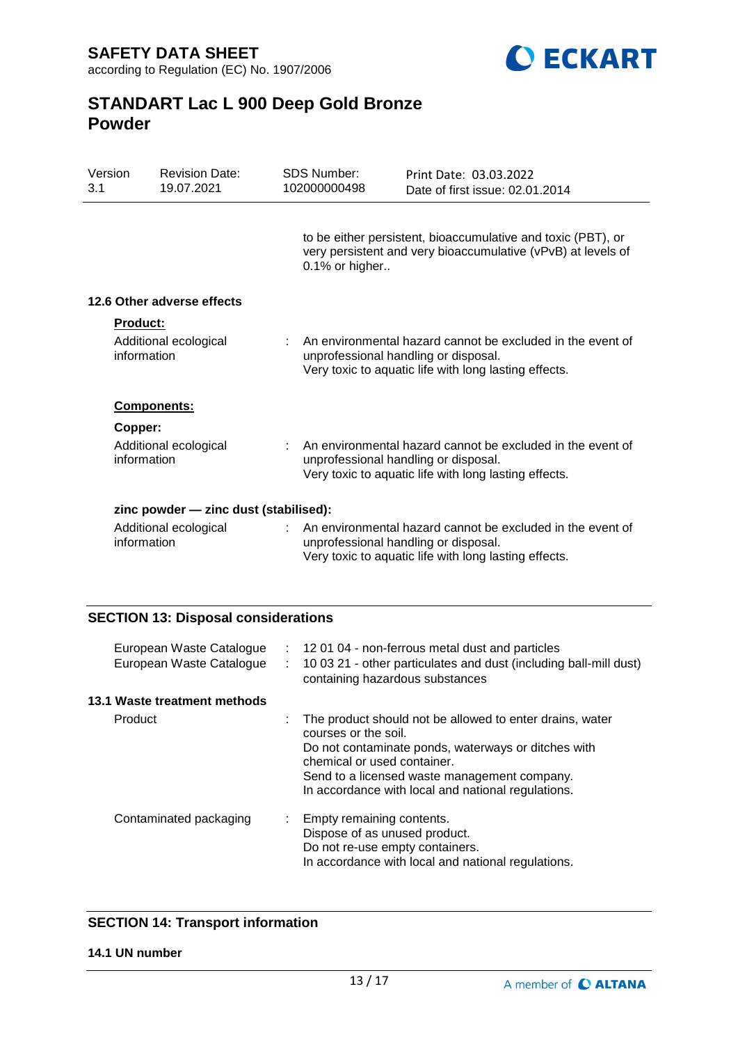to be either persistent, bioaccumulative and toxic (PBT), or very persistent and very bioaccumulative (vPvB) at levels of 0.1% or higher..

### 12.6 Other adverse effects

**Product:**

| | | |
|---|---|---|
| Additional ecological information | : | An environmental hazard cannot be excluded in the event of unprofessional handling or disposal. Very toxic to aquatic life with long lasting effects. |

**Components:**

**Copper:**

| | | |
|---|---|---|
| Additional ecological information | : | An environmental hazard cannot be excluded in the event of unprofessional handling or disposal. Very toxic to aquatic life with long lasting effects. |

**zinc powder — zinc dust (stabilised):**

| | | |
|---|---|---|
| Additional ecological information | : | An environmental hazard cannot be excluded in the event of unprofessional handling or disposal. Very toxic to aquatic life with long lasting effects. |

## SECTION 13: Disposal considerations

| | | |
|---|---|---|
| European Waste Catalogue | : | 12 01 04 - non-ferrous metal dust and particles |
| European Waste Catalogue | : | 10 03 21 - other particulates and dust (including ball-mill dust) containing hazardous substances |

### 13.1 Waste treatment methods

| | | |
|---|---|---|
| Product | : | The product should not be allowed to enter drains, water courses or the soil. Do not contaminate ponds, waterways or ditches with chemical or used container. Send to a licensed waste management company. In accordance with local and national regulations. |
| Contaminated packaging | : | Empty remaining contents. Dispose of as unused product. Do not re-use empty containers. In accordance with local and national regulations. |

## SECTION 14: Transport information

### 14.1 UN number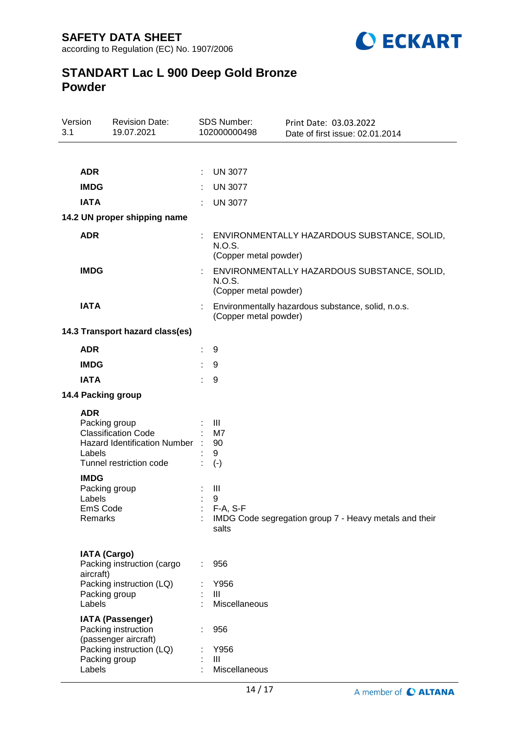| | | |
|---|---|---|
| **ADR** | : | UN 3077 |
| **IMDG** | : | UN 3077 |
| **IATA** | : | UN 3077 |

**14.2 UN proper shipping name**

| | | |
|---|---|---|
| **ADR** | : | ENVIRONMENTALLY HAZARDOUS SUBSTANCE, SOLID, N.O.S. (Copper metal powder) |
| **IMDG** | : | ENVIRONMENTALLY HAZARDOUS SUBSTANCE, SOLID, N.O.S. (Copper metal powder) |
| **IATA** | : | Environmentally hazardous substance, solid, n.o.s. (Copper metal powder) |

**14.3 Transport hazard class(es)**

| | | |
|---|---|---|
| **ADR** | : | 9 |
| **IMDG** | : | 9 |
| **IATA** | : | 9 |

**14.4 Packing group**

**ADR**

| | | |
|---|---|---|
| Packing group | : | III |
| Classification Code | : | M7 |
| Hazard Identification Number | : | 90 |
| Labels | : | 9 |
| Tunnel restriction code | : | (-) |

**IMDG**

| | | |
|---|---|---|
| Packing group | : | III |
| Labels | : | 9 |
| EmS Code | : | F-A, S-F |
| Remarks | : | IMDG Code segregation group 7 - Heavy metals and their salts |

**IATA (Cargo)**

| | | |
|---|---|---|
| Packing instruction (cargo aircraft) | : | 956 |
| Packing instruction (LQ) | : | Y956 |
| Packing group | : | III |
| Labels | : | Miscellaneous |

**IATA (Passenger)**

| | | |
|---|---|---|
| Packing instruction (passenger aircraft) | : | 956 |
| Packing instruction (LQ) | : | Y956 |
| Packing group | : | III |
| Labels | : | Miscellaneous |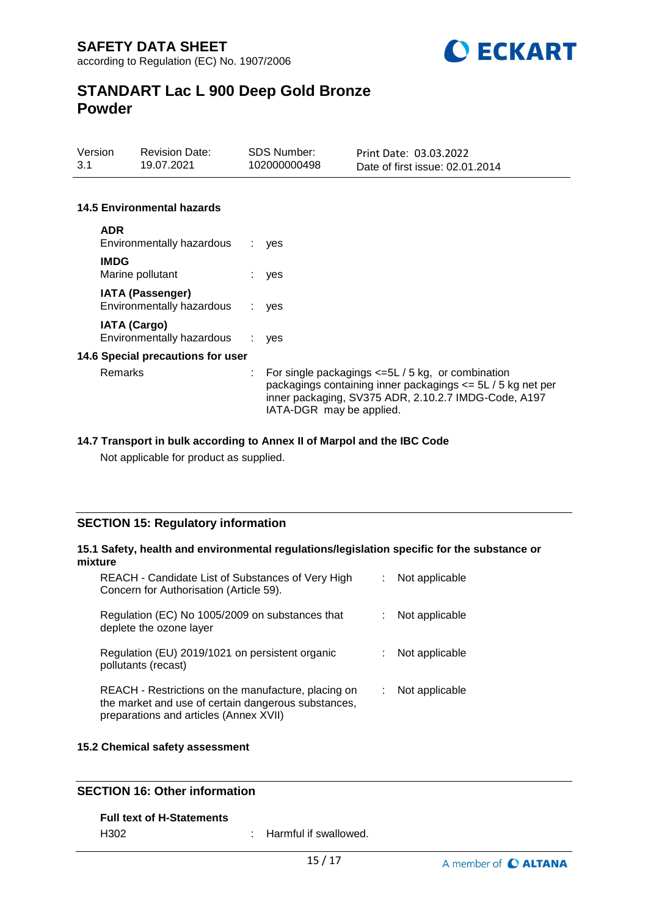### 14.5 Environmental hazards

**ADR**

Environmentally hazardous : yes

**IMDG**

Marine pollutant : yes

**IATA (Passenger)**

Environmentally hazardous : yes

**IATA (Cargo)**

Environmentally hazardous : yes

### 14.6 Special precautions for user

Remarks : For single packagings <=5L / 5 kg, or combination packagings containing inner packagings <= 5L / 5 kg net per inner packaging, SV375 ADR, 2.10.2.7 IMDG-Code, A197 IATA-DGR may be applied.

### 14.7 Transport in bulk according to Annex II of Marpol and the IBC Code

Not applicable for product as supplied.

## SECTION 15: Regulatory information

### 15.1 Safety, health and environmental regulations/legislation specific for the substance or mixture

| | |
|---|---|
| REACH - Candidate List of Substances of Very High Concern for Authorisation (Article 59). | : Not applicable |
| Regulation (EC) No 1005/2009 on substances that deplete the ozone layer | : Not applicable |
| Regulation (EU) 2019/1021 on persistent organic pollutants (recast) | : Not applicable |
| REACH - Restrictions on the manufacture, placing on the market and use of certain dangerous substances, preparations and articles (Annex XVII) | : Not applicable |

### 15.2 Chemical safety assessment

## SECTION 16: Other information

**Full text of H-Statements**

H302 : Harmful if swallowed.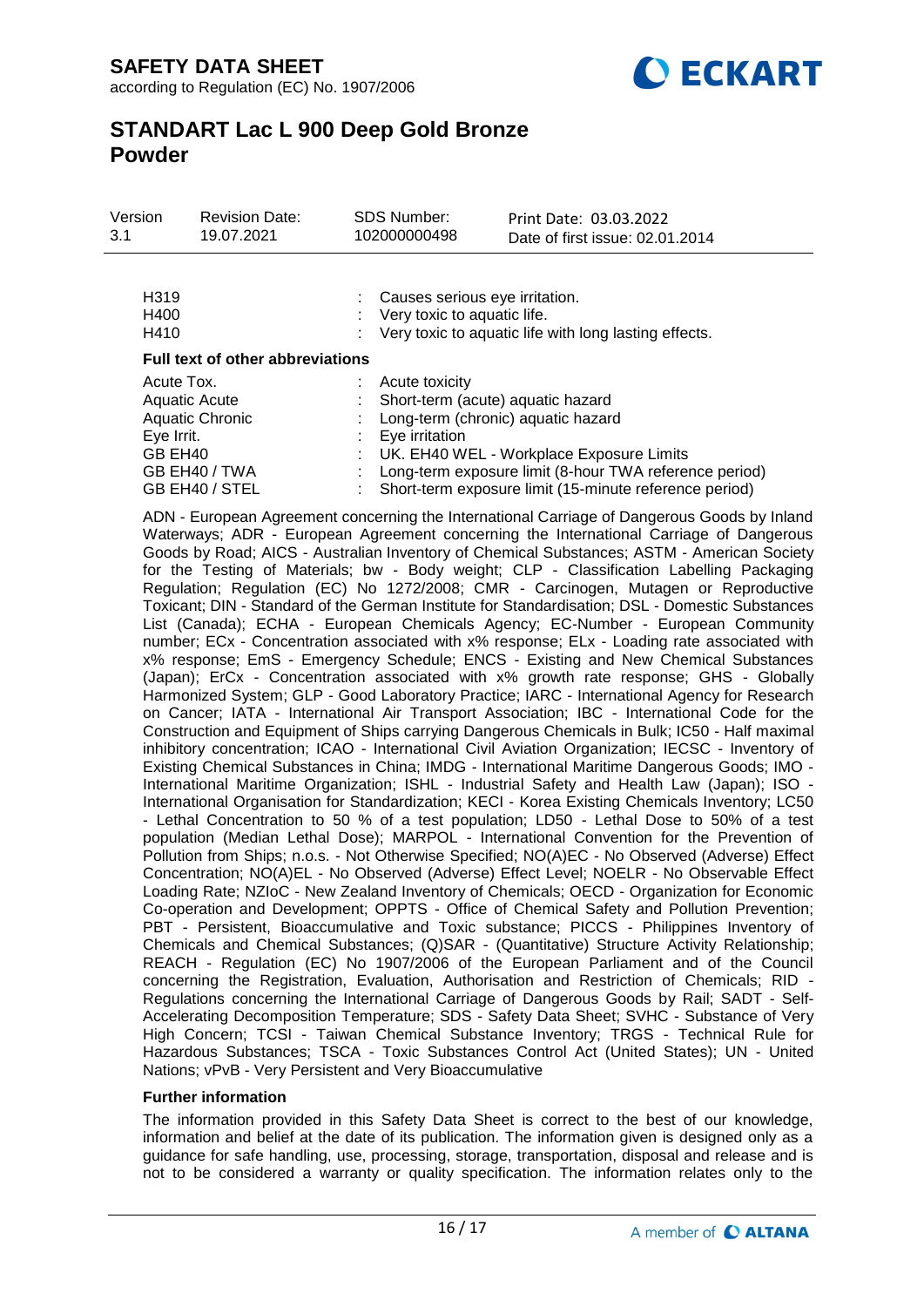| | | |
|---|---|---|
| H319 | : | Causes serious eye irritation. |
| H400 | : | Very toxic to aquatic life. |
| H410 | : | Very toxic to aquatic life with long lasting effects. |

**Full text of other abbreviations**

| | | |
|---|---|---|
| Acute Tox. | : | Acute toxicity |
| Aquatic Acute | : | Short-term (acute) aquatic hazard |
| Aquatic Chronic | : | Long-term (chronic) aquatic hazard |
| Eye Irrit. | : | Eye irritation |
| GB EH40 | : | UK. EH40 WEL - Workplace Exposure Limits |
| GB EH40 / TWA | : | Long-term exposure limit (8-hour TWA reference period) |
| GB EH40 / STEL | : | Short-term exposure limit (15-minute reference period) |

ADN - European Agreement concerning the International Carriage of Dangerous Goods by Inland Waterways; ADR - European Agreement concerning the International Carriage of Dangerous Goods by Road; AICS - Australian Inventory of Chemical Substances; ASTM - American Society for the Testing of Materials; bw - Body weight; CLP - Classification Labelling Packaging Regulation; Regulation (EC) No 1272/2008; CMR - Carcinogen, Mutagen or Reproductive Toxicant; DIN - Standard of the German Institute for Standardisation; DSL - Domestic Substances List (Canada); ECHA - European Chemicals Agency; EC-Number - European Community number; ECx - Concentration associated with x% response; ELx - Loading rate associated with x% response; EmS - Emergency Schedule; ENCS - Existing and New Chemical Substances (Japan); ErCx - Concentration associated with x% growth rate response; GHS - Globally Harmonized System; GLP - Good Laboratory Practice; IARC - International Agency for Research on Cancer; IATA - International Air Transport Association; IBC - International Code for the Construction and Equipment of Ships carrying Dangerous Chemicals in Bulk; IC50 - Half maximal inhibitory concentration; ICAO - International Civil Aviation Organization; IECSC - Inventory of Existing Chemical Substances in China; IMDG - International Maritime Dangerous Goods; IMO - International Maritime Organization; ISHL - Industrial Safety and Health Law (Japan); ISO - International Organisation for Standardization; KECI - Korea Existing Chemicals Inventory; LC50 - Lethal Concentration to 50 % of a test population; LD50 - Lethal Dose to 50% of a test population (Median Lethal Dose); MARPOL - International Convention for the Prevention of Pollution from Ships; n.o.s. - Not Otherwise Specified; NO(A)EC - No Observed (Adverse) Effect Concentration; NO(A)EL - No Observed (Adverse) Effect Level; NOELR - No Observable Effect Loading Rate; NZIoC - New Zealand Inventory of Chemicals; OECD - Organization for Economic Co-operation and Development; OPPTS - Office of Chemical Safety and Pollution Prevention; PBT - Persistent, Bioaccumulative and Toxic substance; PICCS - Philippines Inventory of Chemicals and Chemical Substances; (Q)SAR - (Quantitative) Structure Activity Relationship; REACH - Regulation (EC) No 1907/2006 of the European Parliament and of the Council concerning the Registration, Evaluation, Authorisation and Restriction of Chemicals; RID - Regulations concerning the International Carriage of Dangerous Goods by Rail; SADT - Self-Accelerating Decomposition Temperature; SDS - Safety Data Sheet; SVHC - Substance of Very High Concern; TCSI - Taiwan Chemical Substance Inventory; TRGS - Technical Rule for Hazardous Substances; TSCA - Toxic Substances Control Act (United States); UN - United Nations; vPvB - Very Persistent and Very Bioaccumulative

**Further information**

The information provided in this Safety Data Sheet is correct to the best of our knowledge, information and belief at the date of its publication. The information given is designed only as a guidance for safe handling, use, processing, storage, transportation, disposal and release and is not to be considered a warranty or quality specification. The information relates only to the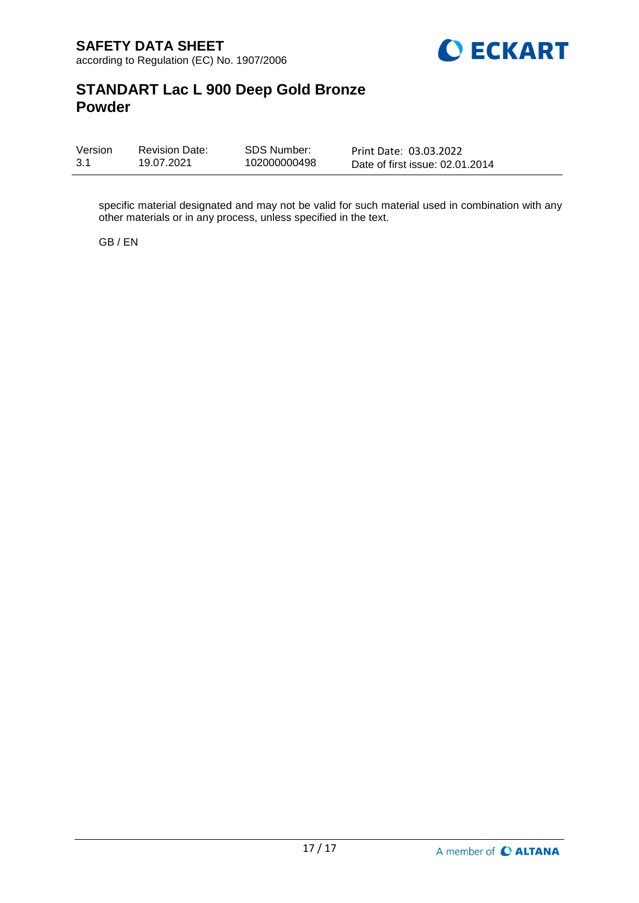specific material designated and may not be valid for such material used in combination with any other materials or in any process, unless specified in the text.

GB / EN